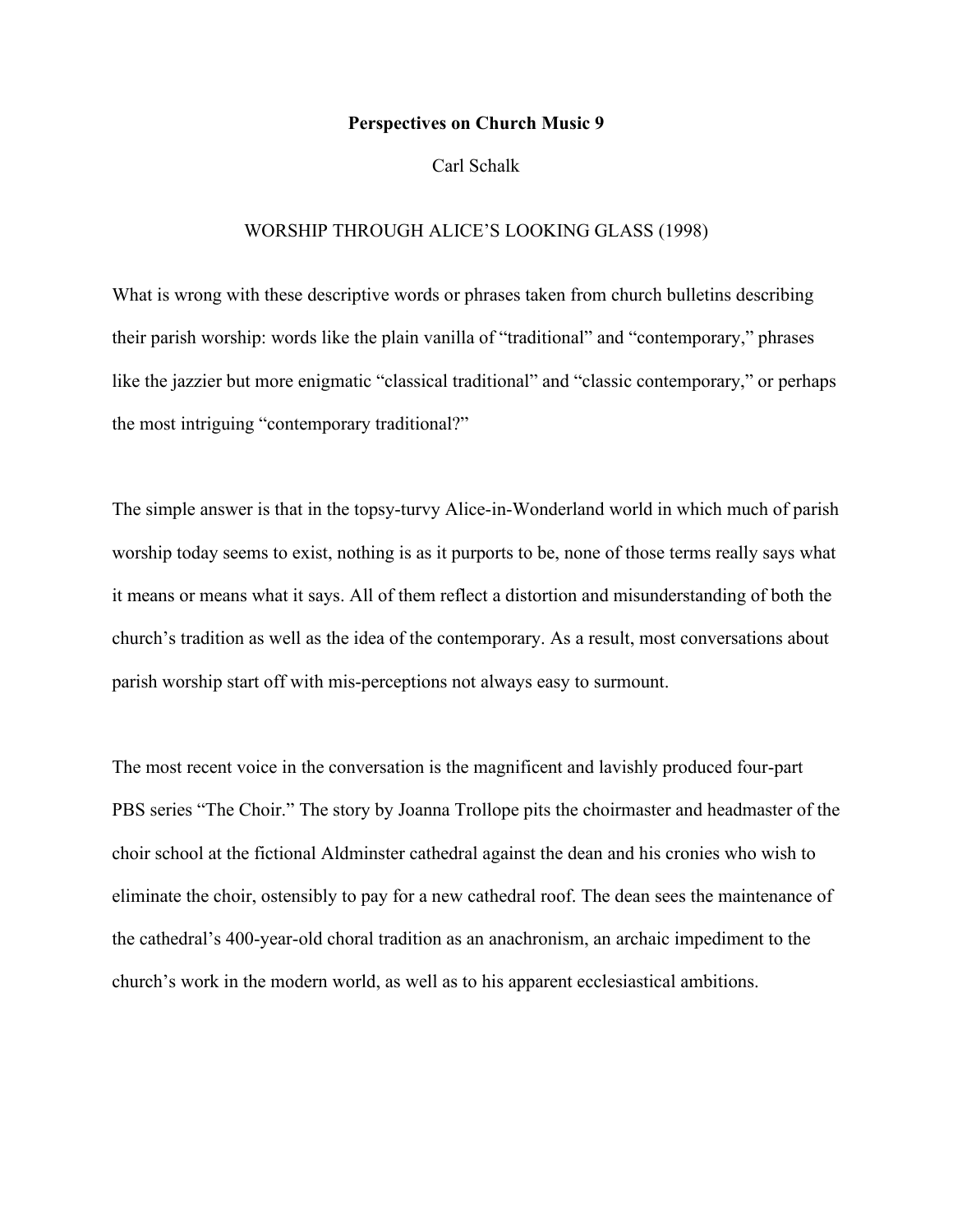**Perspectives on Church Music 9**

Carl Schalk

WORSHIP THROUGH ALICE'S LOOKING GLASS (1998)

What is wrong with these descriptive words or phrases taken from church bulletins describing their parish worship: words like the plain vanilla of "traditional" and "contemporary," phrases like the jazzier but more enigmatic "classical traditional" and "classic contemporary," or perhaps the most intriguing "contemporary traditional?"

The simple answer is that in the topsy-turvy Alice-in-Wonderland world in which much of parish worship today seems to exist, nothing is as it purports to be, none of those terms really says what it means or means what it says. All of them reflect a distortion and misunderstanding of both the church's tradition as well as the idea of the contemporary. As a result, most conversations about parish worship start off with mis-perceptions not always easy to surmount.

The most recent voice in the conversation is the magnificent and lavishly produced four-part PBS series "The Choir." The story by Joanna Trollope pits the choirmaster and headmaster of the choir school at the fictional Aldminster cathedral against the dean and his cronies who wish to eliminate the choir, ostensibly to pay for a new cathedral roof. The dean sees the maintenance of the cathedral's 400-year-old choral tradition as an anachronism, an archaic impediment to the church's work in the modern world, as well as to his apparent ecclesiastical ambitions.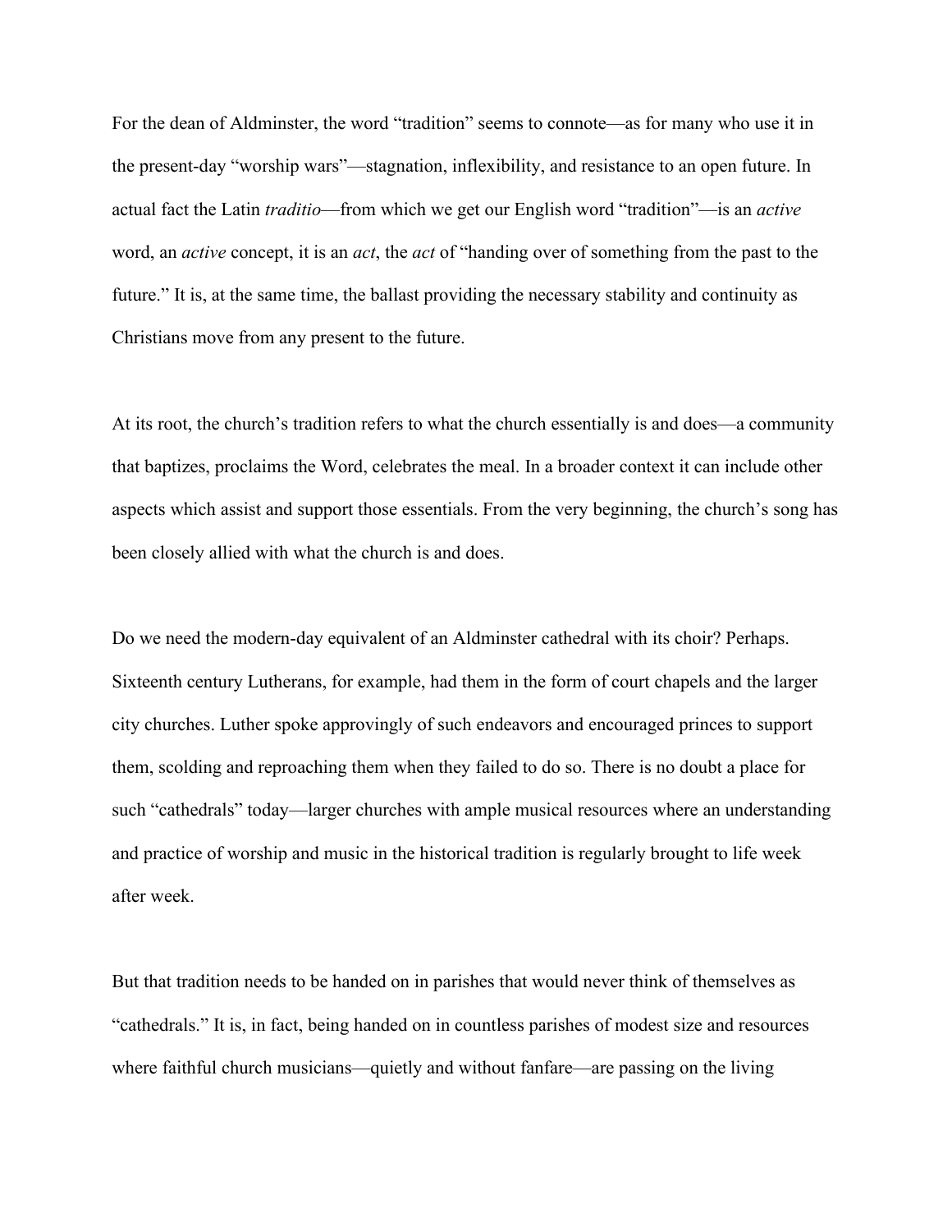For the dean of Aldminster, the word "tradition" seems to connote—as for many who use it in the present-day "worship wars"—stagnation, inflexibility, and resistance to an open future. In actual fact the Latin *traditio*—from which we get our English word "tradition"—is an *active* word, an *active* concept, it is an *act*, the *act* of "handing over of something from the past to the future." It is, at the same time, the ballast providing the necessary stability and continuity as Christians move from any present to the future.

At its root, the church's tradition refers to what the church essentially is and does—a community that baptizes, proclaims the Word, celebrates the meal. In a broader context it can include other aspects which assist and support those essentials. From the very beginning, the church's song has been closely allied with what the church is and does.

Do we need the modern-day equivalent of an Aldminster cathedral with its choir? Perhaps. Sixteenth century Lutherans, for example, had them in the form of court chapels and the larger city churches. Luther spoke approvingly of such endeavors and encouraged princes to support them, scolding and reproaching them when they failed to do so. There is no doubt a place for such "cathedrals" today—larger churches with ample musical resources where an understanding and practice of worship and music in the historical tradition is regularly brought to life week after week.

But that tradition needs to be handed on in parishes that would never think of themselves as "cathedrals." It is, in fact, being handed on in countless parishes of modest size and resources where faithful church musicians—quietly and without fanfare—are passing on the living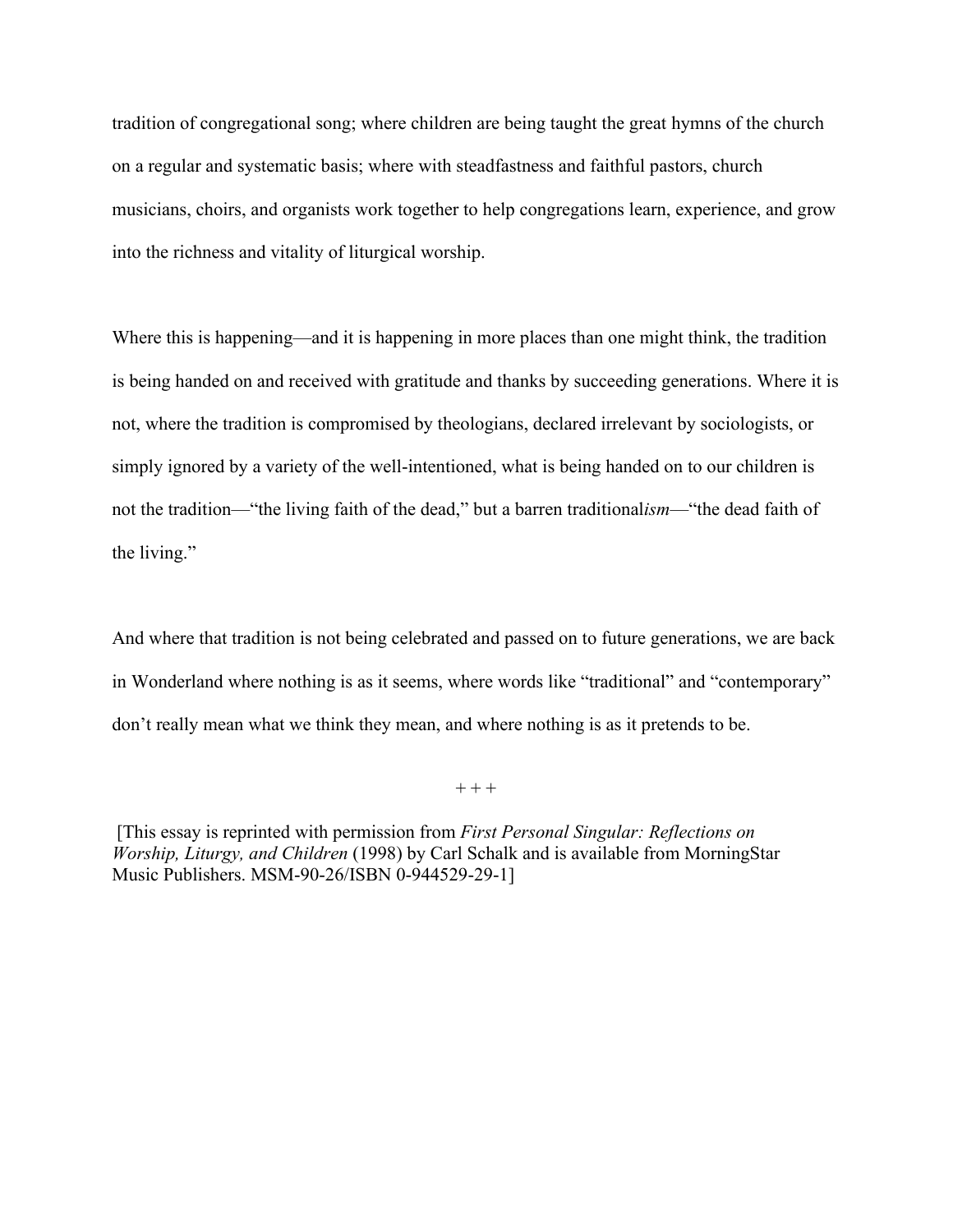tradition of congregational song; where children are being taught the great hymns of the church on a regular and systematic basis; where with steadfastness and faithful pastors, church musicians, choirs, and organists work together to help congregations learn, experience, and grow into the richness and vitality of liturgical worship.

Where this is happening—and it is happening in more places than one might think, the tradition is being handed on and received with gratitude and thanks by succeeding generations. Where it is not, where the tradition is compromised by theologians, declared irrelevant by sociologists, or simply ignored by a variety of the well-intentioned, what is being handed on to our children is not the tradition—"the living faith of the dead," but a barren traditional*ism*—"the dead faith of the living."

And where that tradition is not being celebrated and passed on to future generations, we are back in Wonderland where nothing is as it seems, where words like "traditional" and "contemporary" don't really mean what we think they mean, and where nothing is as it pretends to be.

+ + +

[This essay is reprinted with permission from *First Personal Singular: Reflections on Worship, Liturgy, and Children* (1998) by Carl Schalk and is available from MorningStar Music Publishers. MSM-90-26/ISBN 0-944529-29-1]